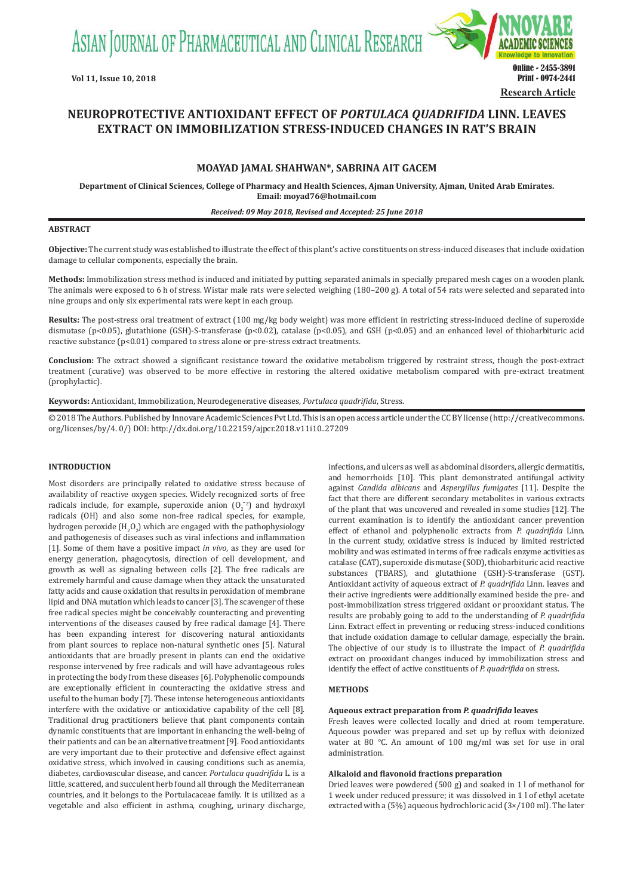Research Article

# NEUROPROTECTIVE ANTIOXIDANT EFFECT OF *PORTULACA QUADRIFIDA* LINN. LEAVES EXTRACT ON IMMOBILIZATION STRESS-INDUCED CHANGES IN RAT'S BRAIN

**MOAYAD JAMAL SHAHWAN\*, SABRINA AIT GACEM**

**Department of Clinical Sciences, College of Pharmacy and Health Sciences, Ajman University, Ajman, United Arab Emirates. Email: moyad76@hotmail.com**

*Received: 09 May 2018, Revised and Accepted: 25 June 2018*

## ABSTRACT

**Objective:** The current study was established to illustrate the effect of this plant's active constituents on stress-induced diseases that include oxidation damage to cellular components, especially the brain.

**Methods:** Immobilization stress method is induced and initiated by putting separated animals in specially prepared mesh cages on a wooden plank. The animals were exposed to 6 h of stress. Wistar male rats were selected weighing (180–200 g). A total of 54 rats were selected and separated into nine groups and only six experimental rats were kept in each group.

**Results:** The post-stress oral treatment of extract (100 mg/kg body weight) was more efficient in restricting stress-induced decline of superoxide dismutase ($p<0.05$), glutathione (GSH)-S-transferase ($p<0.02$), catalase ($p<0.05$), and GSH ($p<0.05$) and an enhanced level of thiobarbituric acid reactive substance ($p<0.01$) compared to stress alone or pre-stress extract treatments.

**Conclusion:** The extract showed a significant resistance toward the oxidative metabolism triggered by restraint stress, though the post-extract treatment (curative) was observed to be more effective in restoring the altered oxidative metabolism compared with pre-extract treatment (prophylactic).

**Keywords:** Antioxidant, Immobilization, Neurodegenerative diseases, *Portulaca quadrifida*, Stress.

© 2018 The Authors. Published by Innovare Academic Sciences Pvt Ltd. This is an open access article under the CC BY license (http://creativecommons.org/licenses/by/4. 0/) DOI: http://dx.doi.org/10.22159/ajpcr.2018.v11i10..27209

## INTRODUCTION

Most disorders are principally related to oxidative stress because of availability of reactive oxygen species. Widely recognized sorts of free radicals include, for example, superoxide anion ($O_2^{-2}$) and hydroxyl radicals (OH) and also some non-free radical species, for example, hydrogen peroxide ($H_2O_2$) which are engaged with the pathophysiology and pathogenesis of diseases such as viral infections and inflammation [1]. Some of them have a positive impact *in vivo*, as they are used for energy generation, phagocytosis, direction of cell development, and growth as well as signaling between cells [2]. The free radicals are extremely harmful and cause damage when they attack the unsaturated fatty acids and cause oxidation that results in peroxidation of membrane lipid and DNA mutation which leads to cancer [3]. The scavenger of these free radical species might be conceivably counteracting and preventing interventions of the diseases caused by free radical damage [4]. There has been expanding interest for discovering natural antioxidants from plant sources to replace non-natural synthetic ones [5]. Natural antioxidants that are broadly present in plants can end the oxidative response intervened by free radicals and will have advantageous roles in protecting the body from these diseases [6]. Polyphenolic compounds are exceptionally efficient in counteracting the oxidative stress and useful to the human body [7]. These intense heterogeneous antioxidants interfere with the oxidative or antioxidative capability of the cell [8]. Traditional drug practitioners believe that plant components contain dynamic constituents that are important in enhancing the well-being of their patients and can be an alternative treatment [9]. Food antioxidants are very important due to their protective and defensive effect against oxidative stress, which involved in causing conditions such as anemia, diabetes, cardiovascular disease, and cancer. *Portulaca quadrifida* L. is a little, scattered, and succulent herb found all through the Mediterranean countries, and it belongs to the Portulacaceae family. It is utilized as a vegetable and also efficient in asthma, coughing, urinary discharge, infections, and ulcers as well as abdominal disorders, allergic dermatitis, and hemorrhoids [10]. This plant demonstrated antifungal activity against *Candida albicans* and *Aspergillus fumigates* [11]. Despite the fact that there are different secondary metabolites in various extracts of the plant that was uncovered and revealed in some studies [12]. The current examination is to identify the antioxidant cancer prevention effect of ethanol and polyphenolic extracts from *P. quadrifida* Linn. In the current study, oxidative stress is induced by limited restricted mobility and was estimated in terms of free radicals enzyme activities as catalase (CAT), superoxide dismutase (SOD), thiobarbituric acid reactive substances (TBARS), and glutathione (GSH)-S-transferase (GST). Antioxidant activity of aqueous extract of *P. quadrifida* Linn. leaves and their active ingredients were additionally examined beside the pre- and post-immobilization stress triggered oxidant or prooxidant status. The results are probably going to add to the understanding of *P. quadrifida* Linn. Extract effect in preventing or reducing stress-induced conditions that include oxidation damage to cellular damage, especially the brain. The objective of our study is to illustrate the impact of *P. quadrifida* extract on prooxidant changes induced by immobilization stress and identify the effect of active constituents of *P. quadrifida* on stress.

## METHODS

### Aqueous extract preparation from *P. quadrifida* leaves

Fresh leaves were collected locally and dried at room temperature. Aqueous powder was prepared and set up by reflux with deionized water at 80 °C. An amount of 100 mg/ml was set for use in oral administration.

### Alkaloid and flavonoid fractions preparation

Dried leaves were powdered (500 g) and soaked in 1 l of methanol for 1 week under reduced pressure; it was dissolved in 1 l of ethyl acetate extracted with a (5%) aqueous hydrochloric acid (3×/100 ml). The later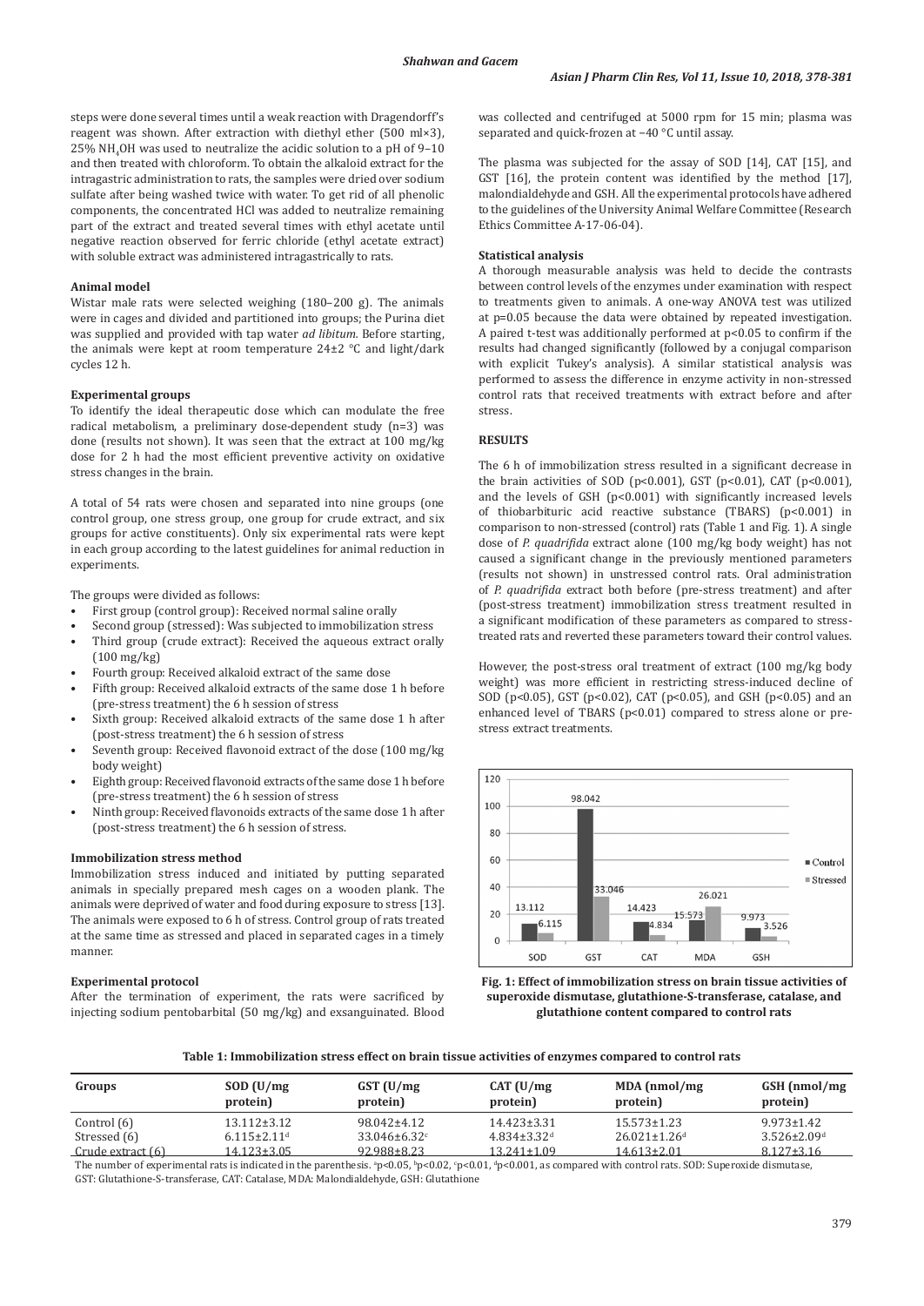steps were done several times until a weak reaction with Dragendorff's reagent was shown. After extraction with diethyl ether (500 ml×3), 25% $NH_4OH$ was used to neutralize the acidic solution to a pH of 9–10 and then treated with chloroform. To obtain the alkaloid extract for the intragastric administration to rats, the samples were dried over sodium sulfate after being washed twice with water. To get rid of all phenolic components, the concentrated HCl was added to neutralize remaining part of the extract and treated several times with ethyl acetate until negative reaction observed for ferric chloride (ethyl acetate extract) with soluble extract was administered intragastrically to rats.

### Animal model

Wistar male rats were selected weighing (180–200 g). The animals were in cages and divided and partitioned into groups; the Purina diet was supplied and provided with tap water *ad libitum*. Before starting, the animals were kept at room temperature 24±2 °C and light/dark cycles 12 h.

### Experimental groups

To identify the ideal therapeutic dose which can modulate the free radical metabolism, a preliminary dose-dependent study (n=3) was done (results not shown). It was seen that the extract at 100 mg/kg dose for 2 h had the most efficient preventive activity on oxidative stress changes in the brain.

A total of 54 rats were chosen and separated into nine groups (one control group, one stress group, one group for crude extract, and six groups for active constituents). Only six experimental rats were kept in each group according to the latest guidelines for animal reduction in experiments.

The groups were divided as follows:

- First group (control group): Received normal saline orally
- Second group (stressed): Was subjected to immobilization stress
- Third group (crude extract): Received the aqueous extract orally (100 mg/kg)
- Fourth group: Received alkaloid extract of the same dose
- Fifth group: Received alkaloid extracts of the same dose 1 h before (pre-stress treatment) the 6 h session of stress
- Sixth group: Received alkaloid extracts of the same dose 1 h after (post-stress treatment) the 6 h session of stress
- Seventh group: Received flavonoid extract of the dose (100 mg/kg body weight)
- Eighth group: Received flavonoid extracts of the same dose 1 h before (pre-stress treatment) the 6 h session of stress
- Ninth group: Received flavonoids extracts of the same dose 1 h after (post-stress treatment) the 6 h session of stress.

### Immobilization stress method

Immobilization stress induced and initiated by putting separated animals in specially prepared mesh cages on a wooden plank. The animals were deprived of water and food during exposure to stress [13]. The animals were exposed to 6 h of stress. Control group of rats treated at the same time as stressed and placed in separated cages in a timely manner.

### Experimental protocol

After the termination of experiment, the rats were sacrificed by injecting sodium pentobarbital (50 mg/kg) and exsanguinated. Blood was collected and centrifuged at 5000 rpm for 15 min; plasma was separated and quick-frozen at −40 °C until assay.

The plasma was subjected for the assay of SOD [14], CAT [15], and GST [16], the protein content was identified by the method [17], malondialdehyde and GSH. All the experimental protocols have adhered to the guidelines of the University Animal Welfare Committee (Research Ethics Committee A-17-06-04).

### Statistical analysis

A thorough measurable analysis was held to decide the contrasts between control levels of the enzymes under examination with respect to treatments given to animals. A one-way ANOVA test was utilized at p=0.05 because the data were obtained by repeated investigation. A paired t-test was additionally performed at $p<0.05$ to confirm if the results had changed significantly (followed by a conjugal comparison with explicit Tukey's analysis). A similar statistical analysis was performed to assess the difference in enzyme activity in non-stressed control rats that received treatments with extract before and after stress.

## RESULTS

The 6 h of immobilization stress resulted in a significant decrease in the brain activities of SOD ($p<0.001$), GST ($p<0.01$), CAT ($p<0.001$), and the levels of GSH ($p<0.001$) with significantly increased levels of thiobarbituric acid reactive substance (TBARS) ($p<0.001$) in comparison to non-stressed (control) rats (Table 1 and Fig. 1). A single dose of *P. quadrifida* extract alone (100 mg/kg body weight) has not caused a significant change in the previously mentioned parameters (results not shown) in unstressed control rats. Oral administration of *P. quadrifida* extract both before (pre-stress treatment) and after (post-stress treatment) immobilization stress treatment resulted in a significant modification of these parameters as compared to stress-treated rats and reverted these parameters toward their control values.

However, the post-stress oral treatment of extract (100 mg/kg body weight) was more efficient in restricting stress-induced decline of SOD ($p<0.05$), GST ($p<0.02$), CAT ($p<0.05$), and GSH ($p<0.05$) and an enhanced level of TBARS ($p<0.01$) compared to stress alone or pre-stress extract treatments.

**Fig. 1: Effect of immobilization stress on brain tissue activities of superoxide dismutase, glutathione-S-transferase, catalase, and glutathione content compared to control rats**

**Table 1: Immobilization stress effect on brain tissue activities of enzymes compared to control rats**

| Groups | SOD (U/mg protein) | GST (U/mg protein) | CAT (U/mg protein) | MDA (nmol/mg protein) | GSH (nmol/mg protein) |
|---|---|---|---|---|---|
| Control (6) | 13.112±3.12 | 98.042±4.12 | 14.423±3.31 | 15.573±1.23 | 9.973±1.42 |
| Stressed (6) | 6.115±2.11[d] | 33.046±6.32[c] | 4.834±3.32[d] | 26.021±1.26[d] | 3.526±2.09[d] |
| Crude extract (6) | 14.123±3.05 | 92.988±8.23 | 13.241±1.09 | 14.613±2.01 | 8.127±3.16 |

The number of experimental rats is indicated in the parenthesis. [a]$p<0.05$, [b]$p<0.02$, [c]$p<0.01$, [d]$p<0.001$, as compared with control rats. SOD: Superoxide dismutase, GST: Glutathione-S-transferase, CAT: Catalase, MDA: Malondialdehyde, GSH: Glutathione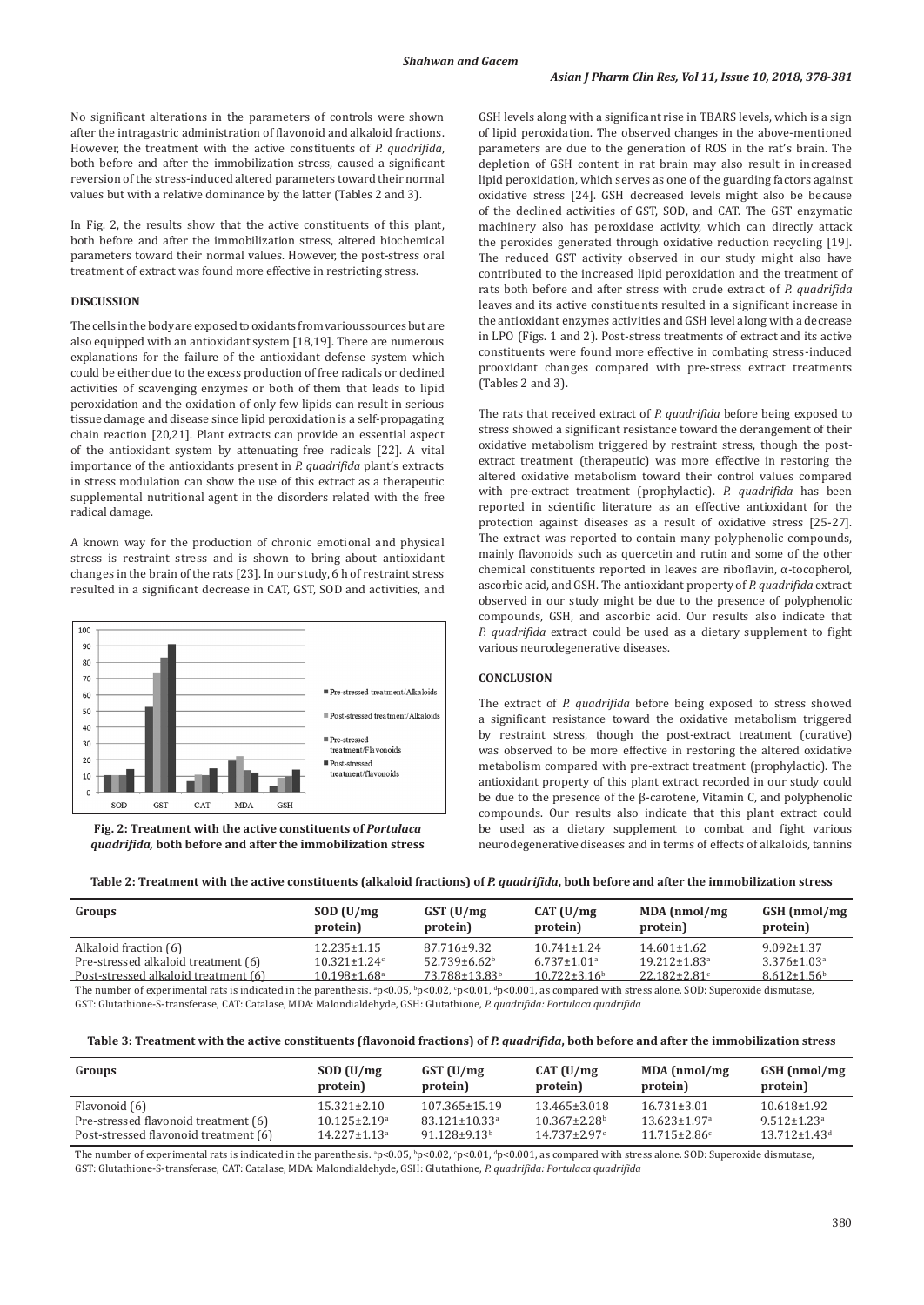No significant alterations in the parameters of controls were shown after the intragastric administration of flavonoid and alkaloid fractions. However, the treatment with the active constituents of *P. quadrifida*, both before and after the immobilization stress, caused a significant reversion of the stress-induced altered parameters toward their normal values but with a relative dominance by the latter (Tables 2 and 3).

In Fig. 2, the results show that the active constituents of this plant, both before and after the immobilization stress, altered biochemical parameters toward their normal values. However, the post-stress oral treatment of extract was found more effective in restricting stress.

## DISCUSSION

The cells in the body are exposed to oxidants from various sources but are also equipped with an antioxidant system [18,19]. There are numerous explanations for the failure of the antioxidant defense system which could be either due to the excess production of free radicals or declined activities of scavenging enzymes or both of them that leads to lipid peroxidation and the oxidation of only few lipids can result in serious tissue damage and disease since lipid peroxidation is a self-propagating chain reaction [20,21]. Plant extracts can provide an essential aspect of the antioxidant system by attenuating free radicals [22]. A vital importance of the antioxidants present in *P. quadrifida* plant's extracts in stress modulation can show the use of this extract as a therapeutic supplemental nutritional agent in the disorders related with the free radical damage.

A known way for the production of chronic emotional and physical stress is restraint stress and is shown to bring about antioxidant changes in the brain of the rats [23]. In our study, 6 h of restraint stress resulted in a significant decrease in CAT, GST, SOD and activities, and

**Fig. 2: Treatment with the active constituents of *Portulaca quadrifida,* both before and after the immobilization stress**

GSH levels along with a significant rise in TBARS levels, which is a sign of lipid peroxidation. The observed changes in the above-mentioned parameters are due to the generation of ROS in the rat's brain. The depletion of GSH content in rat brain may also result in increased lipid peroxidation, which serves as one of the guarding factors against oxidative stress [24]. GSH decreased levels might also be because of the declined activities of GST, SOD, and CAT. The GST enzymatic machinery also has peroxidase activity, which can directly attack the peroxides generated through oxidative reduction recycling [19]. The reduced GST activity observed in our study might also have contributed to the increased lipid peroxidation and the treatment of rats both before and after stress with crude extract of *P. quadrifida* leaves and its active constituents resulted in a significant increase in the antioxidant enzymes activities and GSH level along with a decrease in LPO (Figs. 1 and 2). Post-stress treatments of extract and its active constituents were found more effective in combating stress-induced prooxidant changes compared with pre-stress extract treatments (Tables 2 and 3).

The rats that received extract of *P. quadrifida* before being exposed to stress showed a significant resistance toward the derangement of their oxidative metabolism triggered by restraint stress, though the post-extract treatment (therapeutic) was more effective in restoring the altered oxidative metabolism toward their control values compared with pre-extract treatment (prophylactic). *P. quadrifida* has been reported in scientific literature as an effective antioxidant for the protection against diseases as a result of oxidative stress [25-27]. The extract was reported to contain many polyphenolic compounds, mainly flavonoids such as quercetin and rutin and some of the other chemical constituents reported in leaves are riboflavin, α-tocopherol, ascorbic acid, and GSH. The antioxidant property of *P. quadrifida* extract observed in our study might be due to the presence of polyphenolic compounds, GSH, and ascorbic acid. Our results also indicate that *P. quadrifida* extract could be used as a dietary supplement to fight various neurodegenerative diseases.

## CONCLUSION

The extract of *P. quadrifida* before being exposed to stress showed a significant resistance toward the oxidative metabolism triggered by restraint stress, though the post-extract treatment (curative) was observed to be more effective in restoring the altered oxidative metabolism compared with pre-extract treatment (prophylactic). The antioxidant property of this plant extract recorded in our study could be due to the presence of the β-carotene, Vitamin C, and polyphenolic compounds. Our results also indicate that this plant extract could be used as a dietary supplement to combat and fight various neurodegenerative diseases and in terms of effects of alkaloids, tannins

**Table 2: Treatment with the active constituents (alkaloid fractions) of *P. quadrifida*, both before and after the immobilization stress**

| Groups | SOD (U/mg protein) | GST (U/mg protein) | CAT (U/mg protein) | MDA (nmol/mg protein) | GSH (nmol/mg protein) |
|---|---|---|---|---|---|
| Alkaloid fraction (6) | 12.235±1.15 | 87.716±9.32 | 10.741±1.24 | 14.601±1.62 | 9.092±1.37 |
| Pre-stressed alkaloid treatment (6) | 10.321±1.24[c] | 52.739±6.62[b] | 6.737±1.01[a] | 19.212±1.83[a] | 3.376±1.03[a] |
| Post-stressed alkaloid treatment (6) | 10.198±1.68[a] | 73.788±13.83[b] | 10.722±3.16[b] | 22.182±2.81[c] | 8.612±1.56[b] |

The number of experimental rats is indicated in the parenthesis. [a]$p<0.05$, [b]$p<0.02$, [c]$p<0.01$, [d]$p<0.001$, as compared with stress alone. SOD: Superoxide dismutase, GST: Glutathione-S-transferase, CAT: Catalase, MDA: Malondialdehyde, GSH: Glutathione, *P. quadrifida: Portulaca quadrifida*

**Table 3: Treatment with the active constituents (flavonoid fractions) of *P. quadrifida*, both before and after the immobilization stress**

| Groups | SOD (U/mg protein) | GST (U/mg protein) | CAT (U/mg protein) | MDA (nmol/mg protein) | GSH (nmol/mg protein) |
|---|---|---|---|---|---|
| Flavonoid (6) | 15.321±2.10 | 107.365±15.19 | 13.465±3.018 | 16.731±3.01 | 10.618±1.92 |
| Pre-stressed flavonoid treatment (6) | 10.125±2.19[a] | 83.121±10.33[a] | 10.367±2.28[b] | 13.623±1.97[a] | 9.512±1.23[a] |
| Post-stressed flavonoid treatment (6) | 14.227±1.13[a] | 91.128±9.13[b] | 14.737±2.97[c] | 11.715±2.86[c] | 13.712±1.43[d] |

The number of experimental rats is indicated in the parenthesis. [a]$p<0.05$, [b]$p<0.02$, [c]$p<0.01$, [d]$p<0.001$, as compared with stress alone. SOD: Superoxide dismutase, GST: Glutathione-S-transferase, CAT: Catalase, MDA: Malondialdehyde, GSH: Glutathione, *P. quadrifida: Portulaca quadrifida*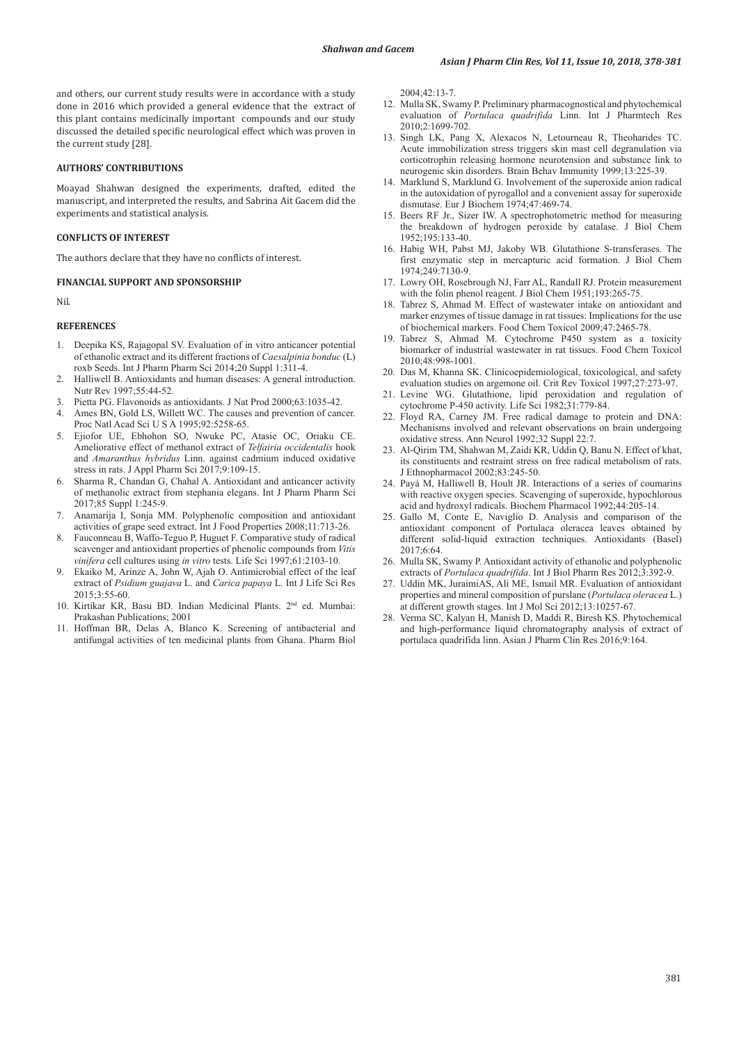and others, our current study results were in accordance with a study done in 2016 which provided a general evidence that the extract of this plant contains medicinally important compounds and our study discussed the detailed specific neurological effect which was proven in the current study [28].

## AUTHORS' CONTRIBUTIONS

Moayad Shahwan designed the experiments, drafted, edited the manuscript, and interpreted the results, and Sabrina Ait Gacem did the experiments and statistical analysis.

## CONFLICTS OF INTEREST

The authors declare that they have no conflicts of interest.

## FINANCIAL SUPPORT AND SPONSORSHIP

Nil.

## REFERENCES

1. Deepika KS, Rajagopal SV. Evaluation of in vitro anticancer potential of ethanolic extract and its different fractions of *Caesalpinia bonduc* (L) roxb Seeds. Int J Pharm Pharm Sci 2014;20 Suppl 1:311-4.
2. Halliwell B. Antioxidants and human diseases: A general introduction. Nutr Rev 1997;55:44-52.
3. Pietta PG. Flavonoids as antioxidants. J Nat Prod 2000;63:1035-42.
4. Ames BN, Gold LS, Willett WC. The causes and prevention of cancer. Proc Natl Acad Sci U S A 1995;92:5258-65.
5. Ejiofor UE, Ebhohon SO, Nwuke PC, Atasie OC, Oriaku CE. Ameliorative effect of methanol extract of *Telfairia occidentalis* hook and *Amaranthus hybridus* Linn. against cadmium induced oxidative stress in rats. J Appl Pharm Sci 2017;9:109-15.
6. Sharma R, Chandan G, Chahal A. Antioxidant and anticancer activity of methanolic extract from stephania elegans. Int J Pharm Pharm Sci 2017;85 Suppl 1:245-9.
7. Anamarija I, Sonja MM. Polyphenolic composition and antioxidant activities of grape seed extract. Int J Food Properties 2008;11:713-26.
8. Fauconneau B, Waffo-Teguo P, Huguet F. Comparative study of radical scavenger and antioxidant properties of phenolic compounds from *Vitis vinifera* cell cultures using *in vitro* tests. Life Sci 1997;61:2103-10.
9. Ekaiko M, Arinze A, John W, Ajah O. Antimicrobial effect of the leaf extract of *Psidium guajava* L. and *Carica papaya* L. Int J Life Sci Res 2015;3:55-60.
10. Kirtikar KR, Basu BD. Indian Medicinal Plants. 2nd ed. Mumbai: Prakashan Publications; 2001
11. Hoffman BR, Delas A, Blanco K. Screening of antibacterial and antifungal activities of ten medicinal plants from Ghana. Pharm Biol 2004;42:13-7.
12. Mulla SK, Swamy P. Preliminary pharmacognostical and phytochemical evaluation of *Portulaca quadrifida* Linn. Int J Pharmtech Res 2010;2:1699-702.
13. Singh LK, Pang X, Alexacos N, Letourneau R, Theoharides TC. Acute immobilization stress triggers skin mast cell degranulation via corticotrophin releasing hormone neurotension and substance link to neurogenic skin disorders. Brain Behav Immunity 1999;13:225-39.
14. Marklund S, Marklund G. Involvement of the superoxide anion radical in the autoxidation of pyrogallol and a convenient assay for superoxide dismutase. Eur J Biochem 1974;47:469-74.
15. Beers RF Jr., Sizer IW. A spectrophotometric method for measuring the breakdown of hydrogen peroxide by catalase. J Biol Chem 1952;195:133-40.
16. Habig WH, Pabst MJ, Jakoby WB. Glutathione S-transferases. The first enzymatic step in mercapturic acid formation. J Biol Chem 1974;249:7130-9.
17. Lowry OH, Rosebrough NJ, Farr AL, Randall RJ. Protein measurement with the folin phenol reagent. J Biol Chem 1951;193:265-75.
18. Tabrez S, Ahmad M. Effect of wastewater intake on antioxidant and marker enzymes of tissue damage in rat tissues: Implications for the use of biochemical markers. Food Chem Toxicol 2009;47:2465-78.
19. Tabrez S, Ahmad M. Cytochrome P450 system as a toxicity biomarker of industrial wastewater in rat tissues. Food Chem Toxicol 2010;48:998-1001.
20. Das M, Khanna SK. Clinicoepidemiological, toxicological, and safety evaluation studies on argemone oil. Crit Rev Toxicol 1997;27:273-97.
21. Levine WG. Glutathione, lipid peroxidation and regulation of cytochrome P-450 activity. Life Sci 1982;31:779-84.
22. Floyd RA, Carney JM. Free radical damage to protein and DNA: Mechanisms involved and relevant observations on brain undergoing oxidative stress. Ann Neurol 1992;32 Suppl 22:7.
23. Al-Qirim TM, Shahwan M, Zaidi KR, Uddin Q, Banu N. Effect of khat, its constituents and restraint stress on free radical metabolism of rats. J Ethnopharmacol 2002;83:245-50.
24. Payá M, Halliwell B, Hoult JR. Interactions of a series of coumarins with reactive oxygen species. Scavenging of superoxide, hypochlorous acid and hydroxyl radicals. Biochem Pharmacol 1992;44:205-14.
25. Gallo M, Conte E, Naviglio D. Analysis and comparison of the antioxidant component of Portulaca oleracea leaves obtained by different solid-liquid extraction techniques. Antioxidants (Basel) 2017;6:64.
26. Mulla SK, Swamy P. Antioxidant activity of ethanolic and polyphenolic extracts of *Portulaca quadrifida*. Int J Biol Pharm Res 2012;3:392-9.
27. Uddin MK, JuraimiAS, Ali ME, Ismail MR. Evaluation of antioxidant properties and mineral composition of purslane (*Portulaca oleracea* L.) at different growth stages. Int J Mol Sci 2012;13:10257-67.
28. Verma SC, Kalyan H, Manish D, Maddi R, Biresh KS. Phytochemical and high-performance liquid chromatography analysis of extract of portulaca quadrifida linn. Asian J Pharm Clin Res 2016;9:164.